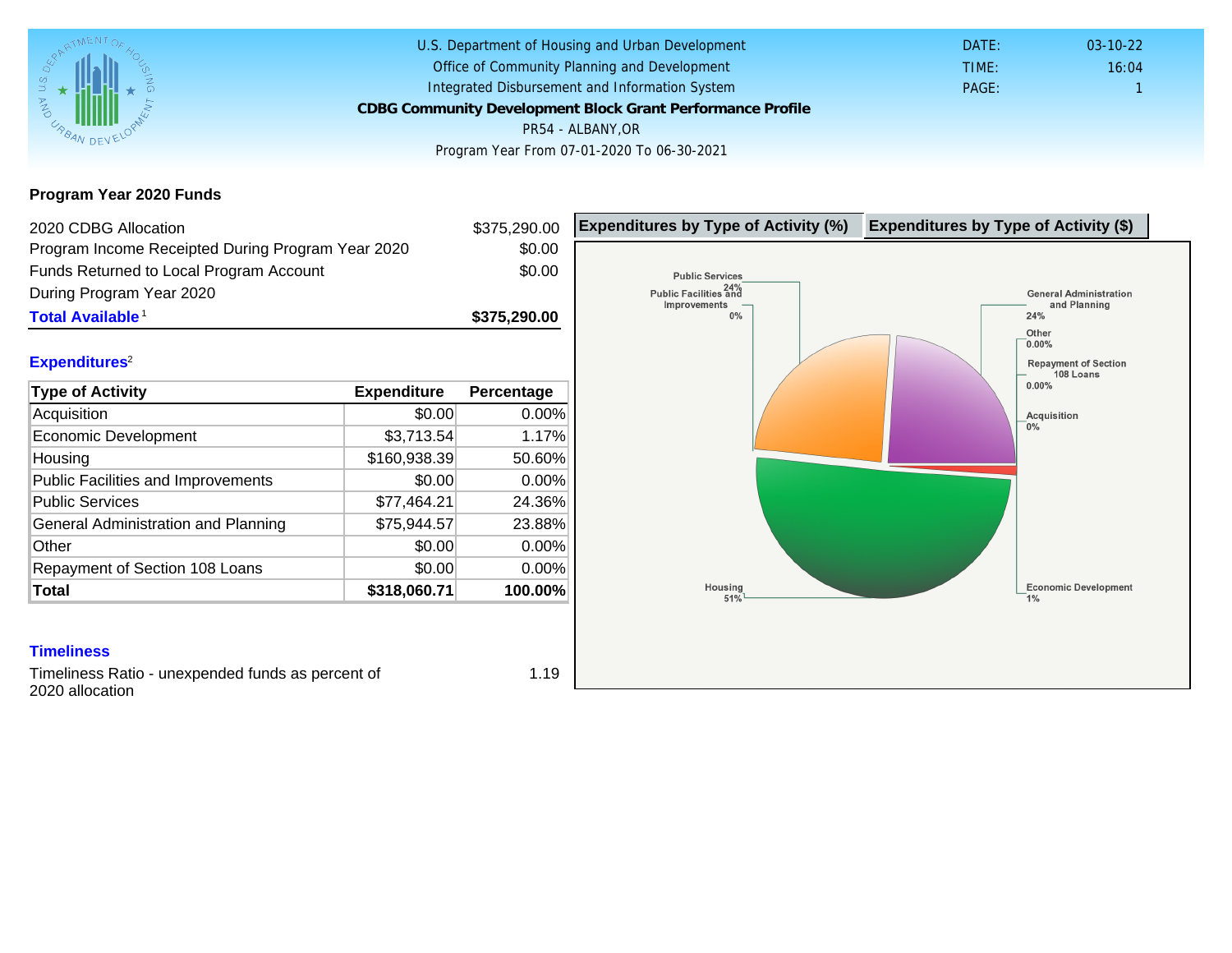U.S. Department of Housing and Urban Development
Office of Community Planning and Development
Integrated Disbursement and Information System

**CDBG Community Development Block Grant Performance Profile**

PR54 - ALBANY,OR

Program Year From 07-01-2020 To 06-30-2021

DATE: 03-10-22
TIME: 16:04
PAGE: 1

## Program Year 2020 Funds

| | |
|---|---|
| 2020 CDBG Allocation | $375,290.00 |
| Program Income Receipted During Program Year 2020 | $0.00 |
| Funds Returned to Local Program Account During Program Year 2020 | $0.00 |
| **Total Available**[1] | **$375,290.00** |

## Expenditures[2]

| Type of Activity | Expenditure | Percentage |
|---|---|---|
| Acquisition | $0.00 | 0.00% |
| Economic Development | $3,713.54 | 1.17% |
| Housing | $160,938.39 | 50.60% |
| Public Facilities and Improvements | $0.00 | 0.00% |
| Public Services | $77,464.21 | 24.36% |
| General Administration and Planning | $75,944.57 | 23.88% |
| Other | $0.00 | 0.00% |
| Repayment of Section 108 Loans | $0.00 | 0.00% |
| **Total** | **$318,060.71** | **100.00%** |

**Expenditures by Type of Activity (%)** | **Expenditures by Type of Activity ($)**

Public Services 24%; Public Facilities and Improvements 0%; General Administration and Planning 24%; Other 0.00%; Repayment of Section 108 Loans 0.00%; Acquisition 0%; Housing 51%; Economic Development 1%

## Timeliness

| | |
|---|---|
| Timeliness Ratio - unexpended funds as percent of 2020 allocation | 1.19 |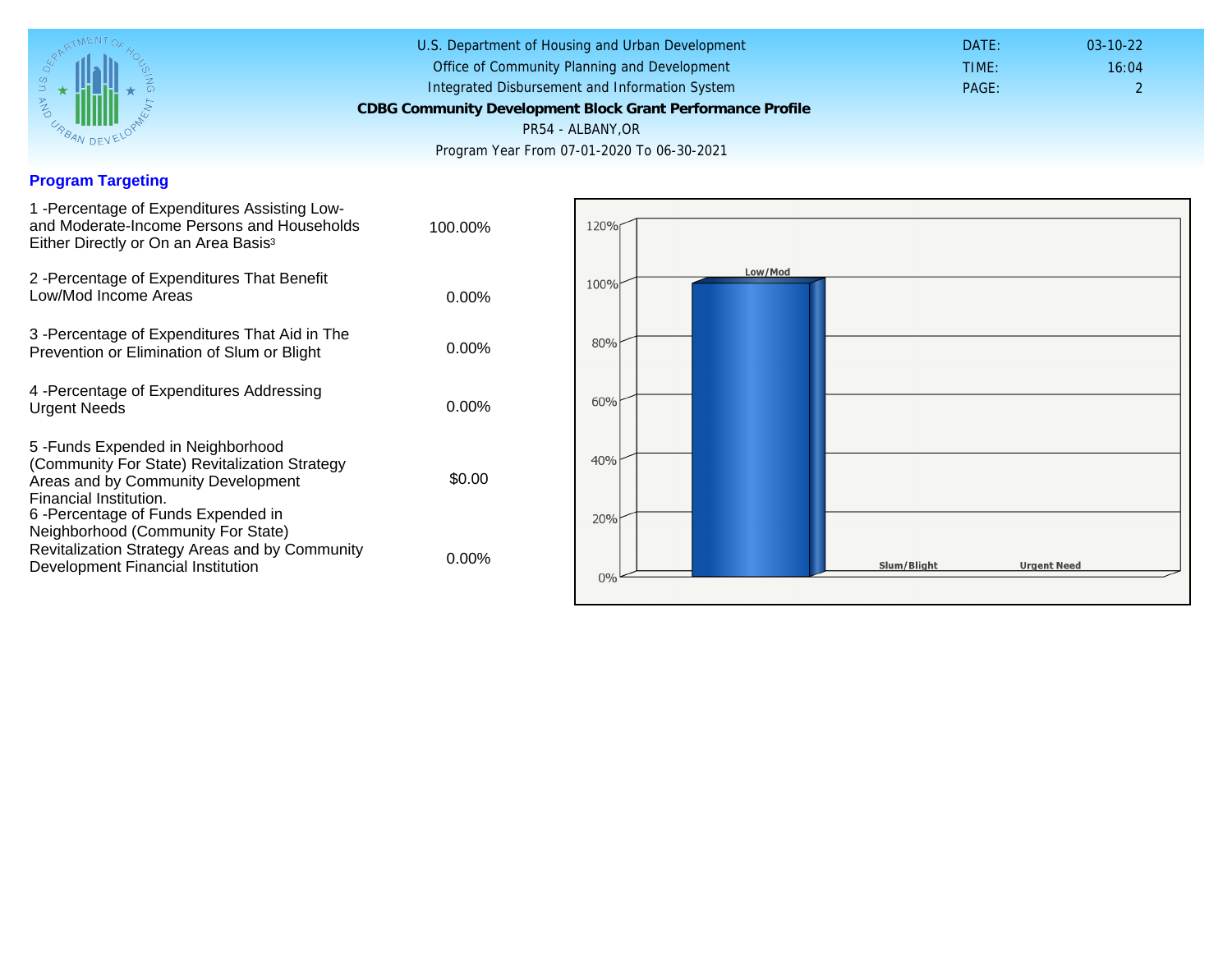U.S. Department of Housing and Urban Development
Office of Community Planning and Development
Integrated Disbursement and Information System

**CDBG Community Development Block Grant Performance Profile**

PR54 - ALBANY,OR

Program Year From 07-01-2020 To 06-30-2021

DATE: 03-10-22
TIME: 16:04
PAGE: 2

## Program Targeting

| Measure | Value |
|---|---|
| 1 -Percentage of Expenditures Assisting Low- and Moderate-Income Persons and Households Either Directly or On an Area Basis[3] | 100.00% |
| 2 -Percentage of Expenditures That Benefit Low/Mod Income Areas | 0.00% |
| 3 -Percentage of Expenditures That Aid in The Prevention or Elimination of Slum or Blight | 0.00% |
| 4 -Percentage of Expenditures Addressing Urgent Needs | 0.00% |
| 5 -Funds Expended in Neighborhood (Community For State) Revitalization Strategy Areas and by Community Development Financial Institution. | $0.00 |
| 6 -Percentage of Funds Expended in Neighborhood (Community For State) Revitalization Strategy Areas and by Community Development Financial Institution | 0.00% |

120%
100%
80%
60%
40%
20%
0%

Low/Mod
Slum/Blight
Urgent Need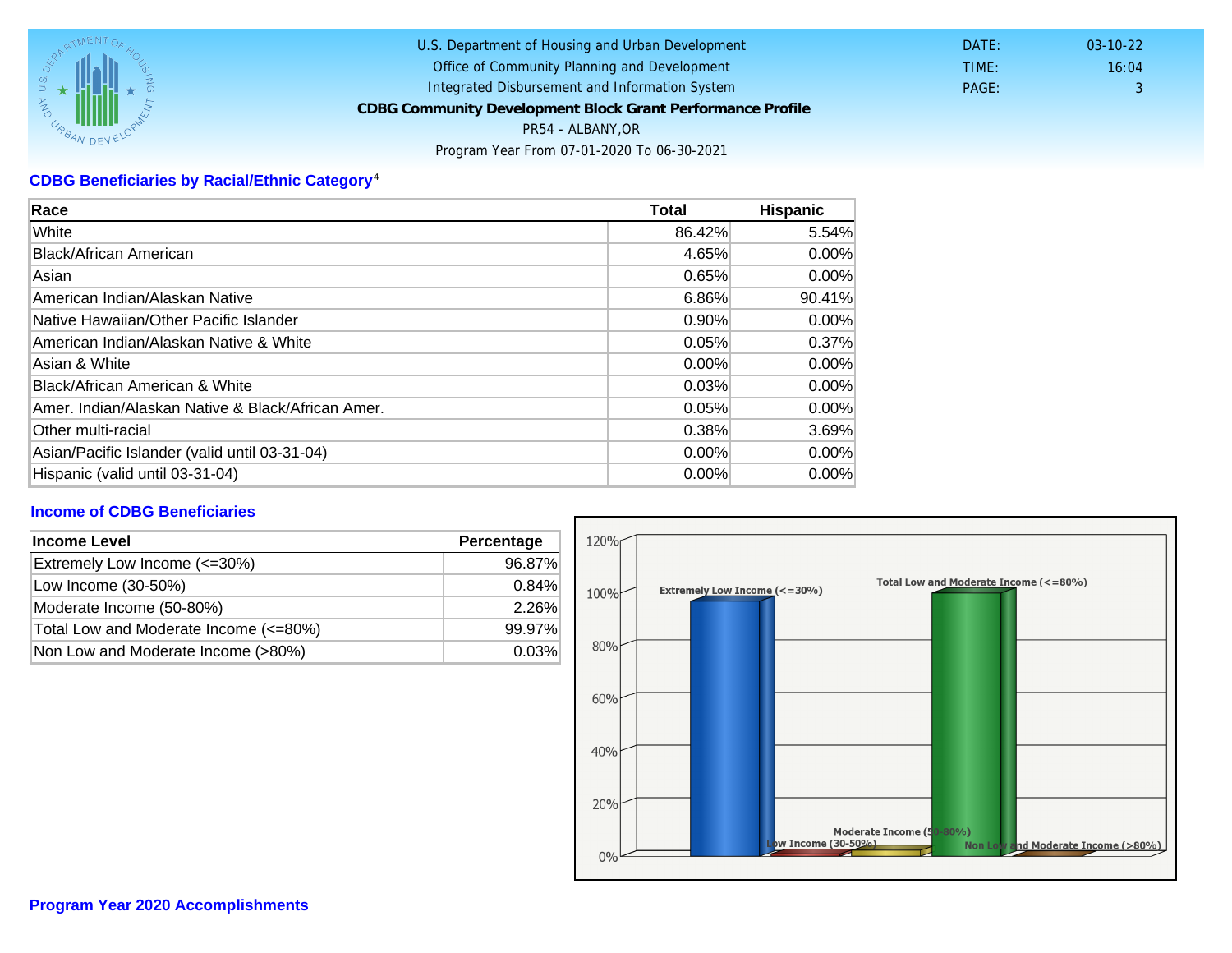U.S. Department of Housing and Urban Development
Office of Community Planning and Development
Integrated Disbursement and Information System
**CDBG Community Development Block Grant Performance Profile**
PR54 - ALBANY,OR
Program Year From 07-01-2020 To 06-30-2021

DATE: 03-10-22
TIME: 16:04
PAGE: 3

## CDBG Beneficiaries by Racial/Ethnic Category[4]

| Race | Total | Hispanic |
|---|---|---|
| White | 86.42% | 5.54% |
| Black/African American | 4.65% | 0.00% |
| Asian | 0.65% | 0.00% |
| American Indian/Alaskan Native | 6.86% | 90.41% |
| Native Hawaiian/Other Pacific Islander | 0.90% | 0.00% |
| American Indian/Alaskan Native & White | 0.05% | 0.37% |
| Asian & White | 0.00% | 0.00% |
| Black/African American & White | 0.03% | 0.00% |
| Amer. Indian/Alaskan Native & Black/African Amer. | 0.05% | 0.00% |
| Other multi-racial | 0.38% | 3.69% |
| Asian/Pacific Islander (valid until 03-31-04) | 0.00% | 0.00% |
| Hispanic (valid until 03-31-04) | 0.00% | 0.00% |

## Income of CDBG Beneficiaries

| Income Level | Percentage |
|---|---|
| Extremely Low Income (<=30%) | 96.87% |
| Low Income (30-50%) | 0.84% |
| Moderate Income (50-80%) | 2.26% |
| Total Low and Moderate Income (<=80%) | 99.97% |
| Non Low and Moderate Income (>80%) | 0.03% |

## Program Year 2020 Accomplishments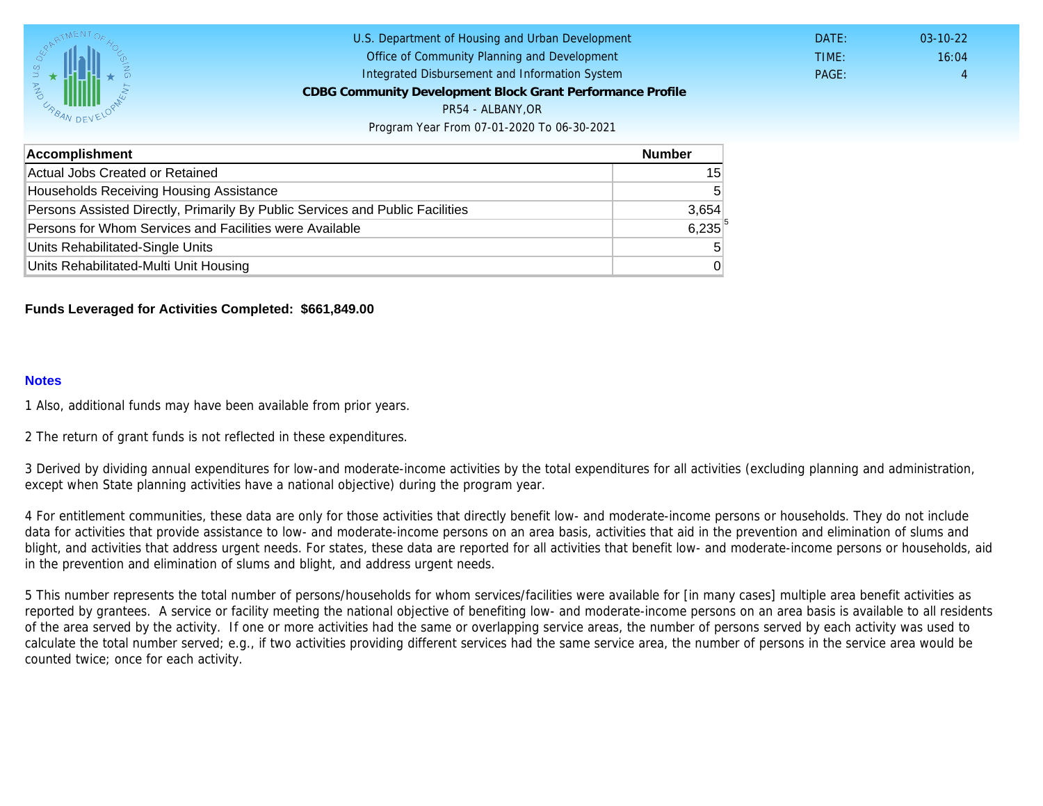| Accomplishment | Number |
|---|---|
| Actual Jobs Created or Retained | 15 |
| Households Receiving Housing Assistance | 5 |
| Persons Assisted Directly, Primarily By Public Services and Public Facilities | 3,654 |
| Persons for Whom Services and Facilities were Available | 6,235 [5] |
| Units Rehabilitated-Single Units | 5 |
| Units Rehabilitated-Multi Unit Housing | 0 |

**Funds Leveraged for Activities Completed: $661,849.00**

### Notes

1 Also, additional funds may have been available from prior years.

2 The return of grant funds is not reflected in these expenditures.

3 Derived by dividing annual expenditures for low-and moderate-income activities by the total expenditures for all activities (excluding planning and administration, except when State planning activities have a national objective) during the program year.

4 For entitlement communities, these data are only for those activities that directly benefit low- and moderate-income persons or households. They do not include data for activities that provide assistance to low- and moderate-income persons on an area basis, activities that aid in the prevention and elimination of slums and blight, and activities that address urgent needs. For states, these data are reported for all activities that benefit low- and moderate-income persons or households, aid in the prevention and elimination of slums and blight, and address urgent needs.

5 This number represents the total number of persons/households for whom services/facilities were available for [in many cases] multiple area benefit activities as reported by grantees. A service or facility meeting the national objective of benefiting low- and moderate-income persons on an area basis is available to all residents of the area served by the activity. If one or more activities had the same or overlapping service areas, the number of persons served by each activity was used to calculate the total number served; e.g., if two activities providing different services had the same service area, the number of persons in the service area would be counted twice; once for each activity.